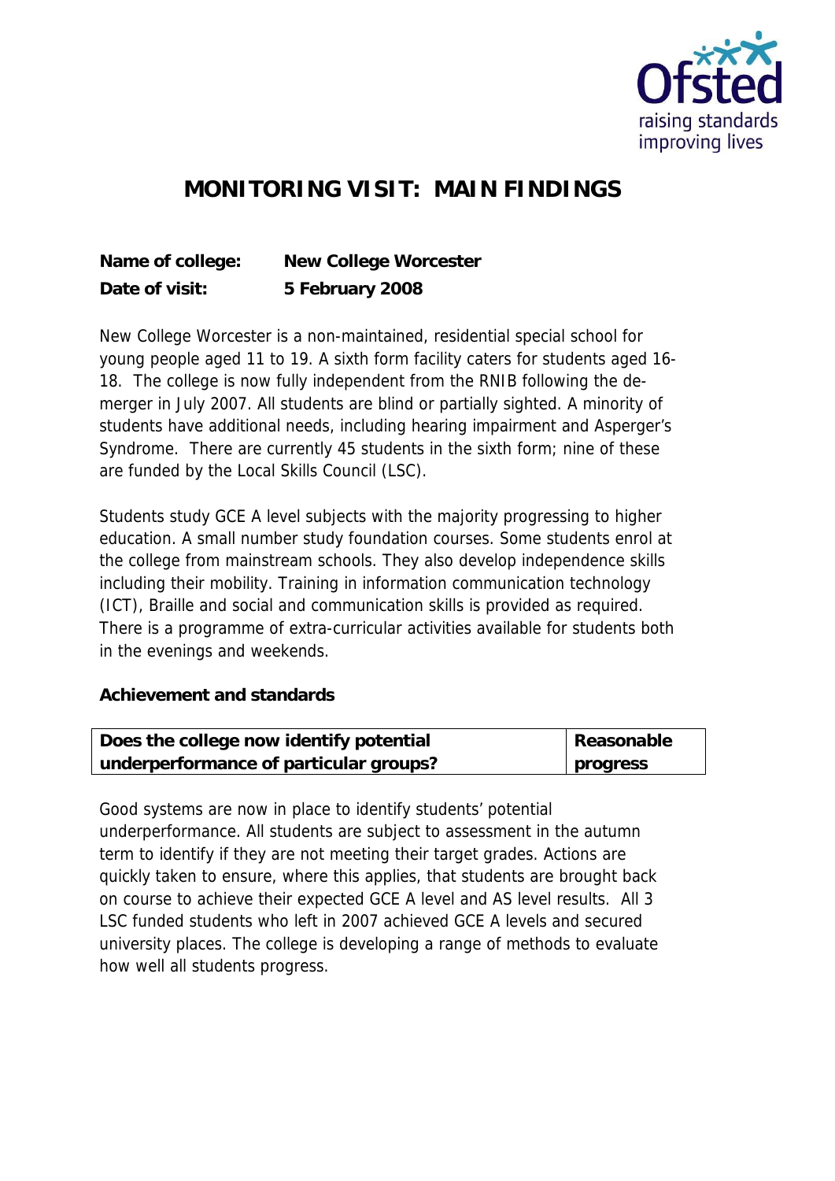# MONITORING VISIT: MAIN FINDINGS

**Name of college:** New College Worcester
**Date of visit:** 5 February 2008

New College Worcester is a non-maintained, residential special school for young people aged 11 to 19. A sixth form facility caters for students aged 16-18. The college is now fully independent from the RNIB following the de-merger in July 2007. All students are blind or partially sighted. A minority of students have additional needs, including hearing impairment and Asperger's Syndrome. There are currently 45 students in the sixth form; nine of these are funded by the Local Skills Council (LSC).

Students study GCE A level subjects with the majority progressing to higher education. A small number study foundation courses. Some students enrol at the college from mainstream schools. They also develop independence skills including their mobility. Training in information communication technology (ICT), Braille and social and communication skills is provided as required. There is a programme of extra-curricular activities available for students both in the evenings and weekends.

### Achievement and standards

| Does the college now identify potential underperformance of particular groups? | Reasonable progress |
|---|---|

Good systems are now in place to identify students' potential underperformance. All students are subject to assessment in the autumn term to identify if they are not meeting their target grades. Actions are quickly taken to ensure, where this applies, that students are brought back on course to achieve their expected GCE A level and AS level results. All 3 LSC funded students who left in 2007 achieved GCE A levels and secured university places. The college is developing a range of methods to evaluate how well all students progress.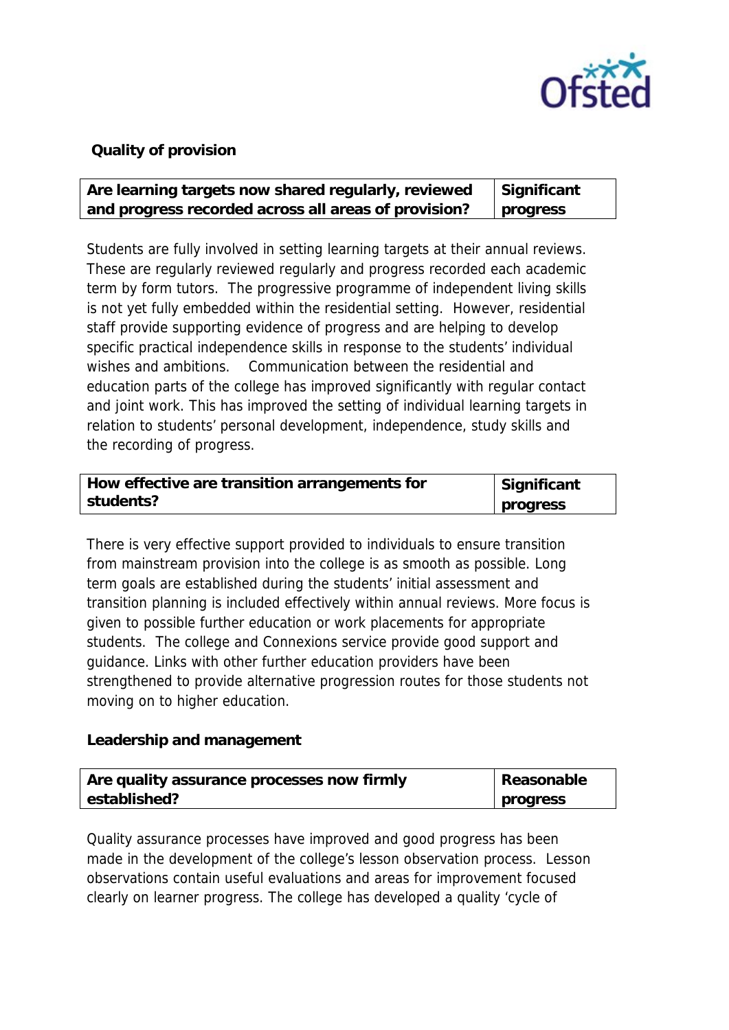**Quality of provision**

| Are learning targets now shared regularly, reviewed and progress recorded across all areas of provision? | Significant progress |
|---|---|

Students are fully involved in setting learning targets at their annual reviews. These are regularly reviewed regularly and progress recorded each academic term by form tutors. The progressive programme of independent living skills is not yet fully embedded within the residential setting. However, residential staff provide supporting evidence of progress and are helping to develop specific practical independence skills in response to the students' individual wishes and ambitions. Communication between the residential and education parts of the college has improved significantly with regular contact and joint work. This has improved the setting of individual learning targets in relation to students' personal development, independence, study skills and the recording of progress.

| How effective are transition arrangements for students? | Significant progress |
|---|---|

There is very effective support provided to individuals to ensure transition from mainstream provision into the college is as smooth as possible. Long term goals are established during the students' initial assessment and transition planning is included effectively within annual reviews. More focus is given to possible further education or work placements for appropriate students. The college and Connexions service provide good support and guidance. Links with other further education providers have been strengthened to provide alternative progression routes for those students not moving on to higher education.

**Leadership and management**

| Are quality assurance processes now firmly established? | Reasonable progress |
|---|---|

Quality assurance processes have improved and good progress has been made in the development of the college's lesson observation process. Lesson observations contain useful evaluations and areas for improvement focused clearly on learner progress. The college has developed a quality 'cycle of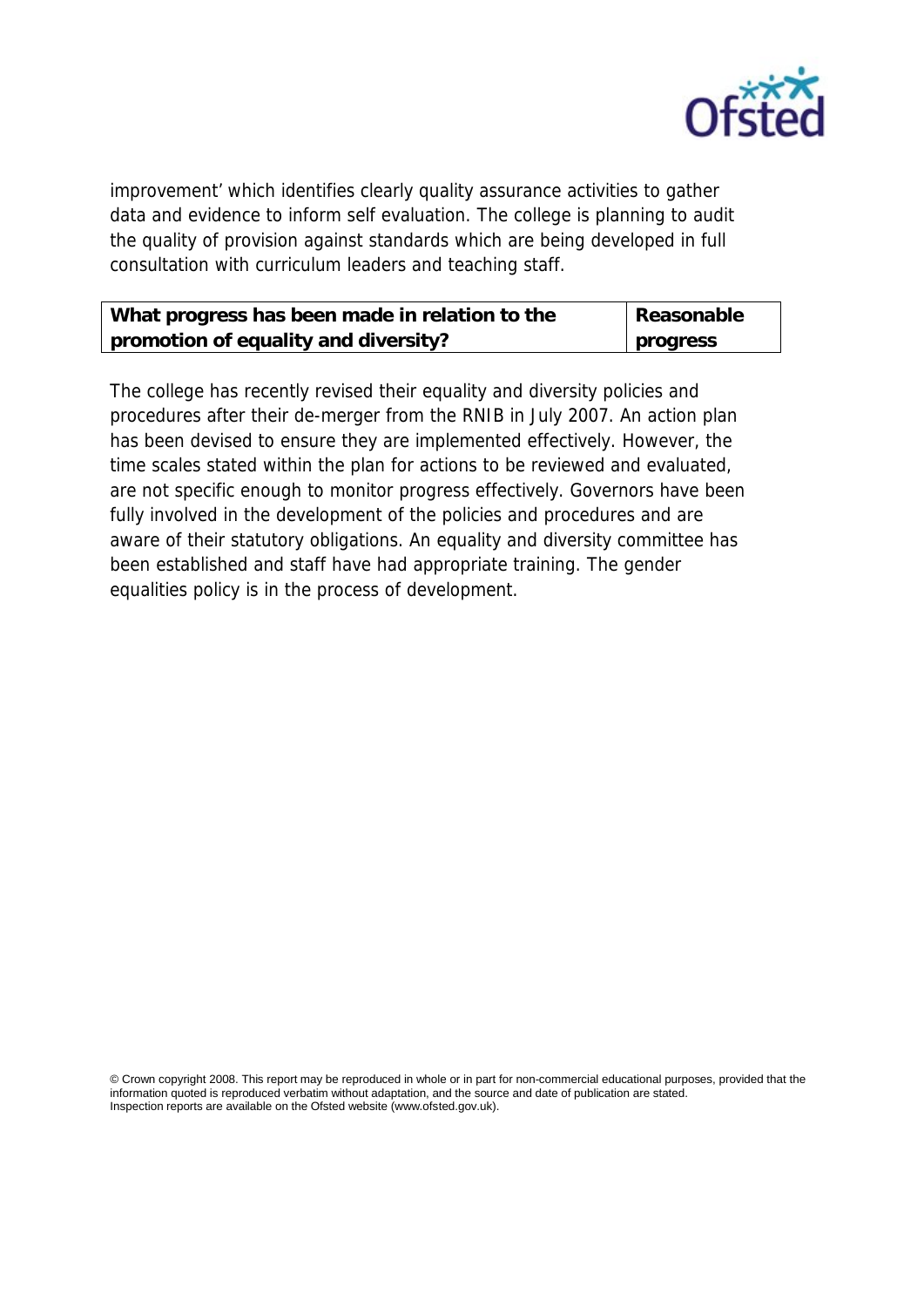improvement' which identifies clearly quality assurance activities to gather data and evidence to inform self evaluation. The college is planning to audit the quality of provision against standards which are being developed in full consultation with curriculum leaders and teaching staff.

| | |
|---|---|
| **What progress has been made in relation to the promotion of equality and diversity?** | **Reasonable progress** |

The college has recently revised their equality and diversity policies and procedures after their de-merger from the RNIB in July 2007. An action plan has been devised to ensure they are implemented effectively. However, the time scales stated within the plan for actions to be reviewed and evaluated, are not specific enough to monitor progress effectively. Governors have been fully involved in the development of the policies and procedures and are aware of their statutory obligations. An equality and diversity committee has been established and staff have had appropriate training. The gender equalities policy is in the process of development.

© Crown copyright 2008. This report may be reproduced in whole or in part for non-commercial educational purposes, provided that the information quoted is reproduced verbatim without adaptation, and the source and date of publication are stated.
Inspection reports are available on the Ofsted website (www.ofsted.gov.uk).